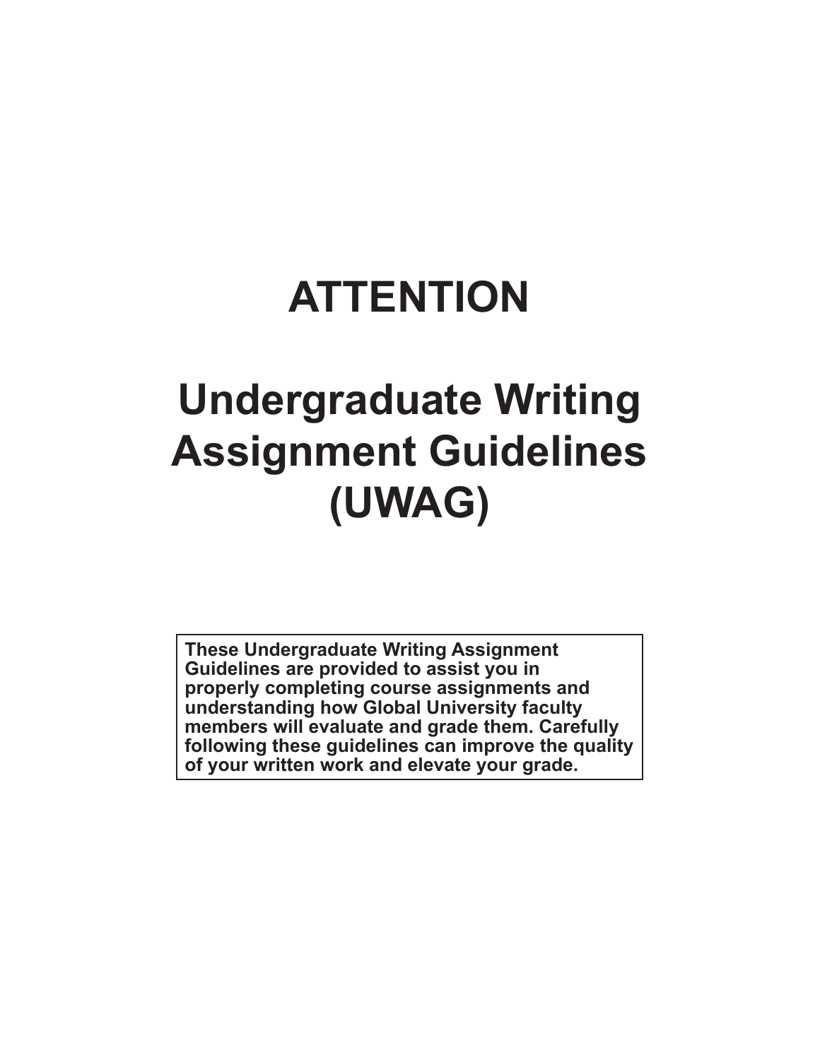# ATTENTION

# Undergraduate Writing Assignment Guidelines (UWAG)

**These Undergraduate Writing Assignment Guidelines are provided to assist you in properly completing course assignments and understanding how Global University faculty members will evaluate and grade them. Carefully following these guidelines can improve the quality of your written work and elevate your grade.**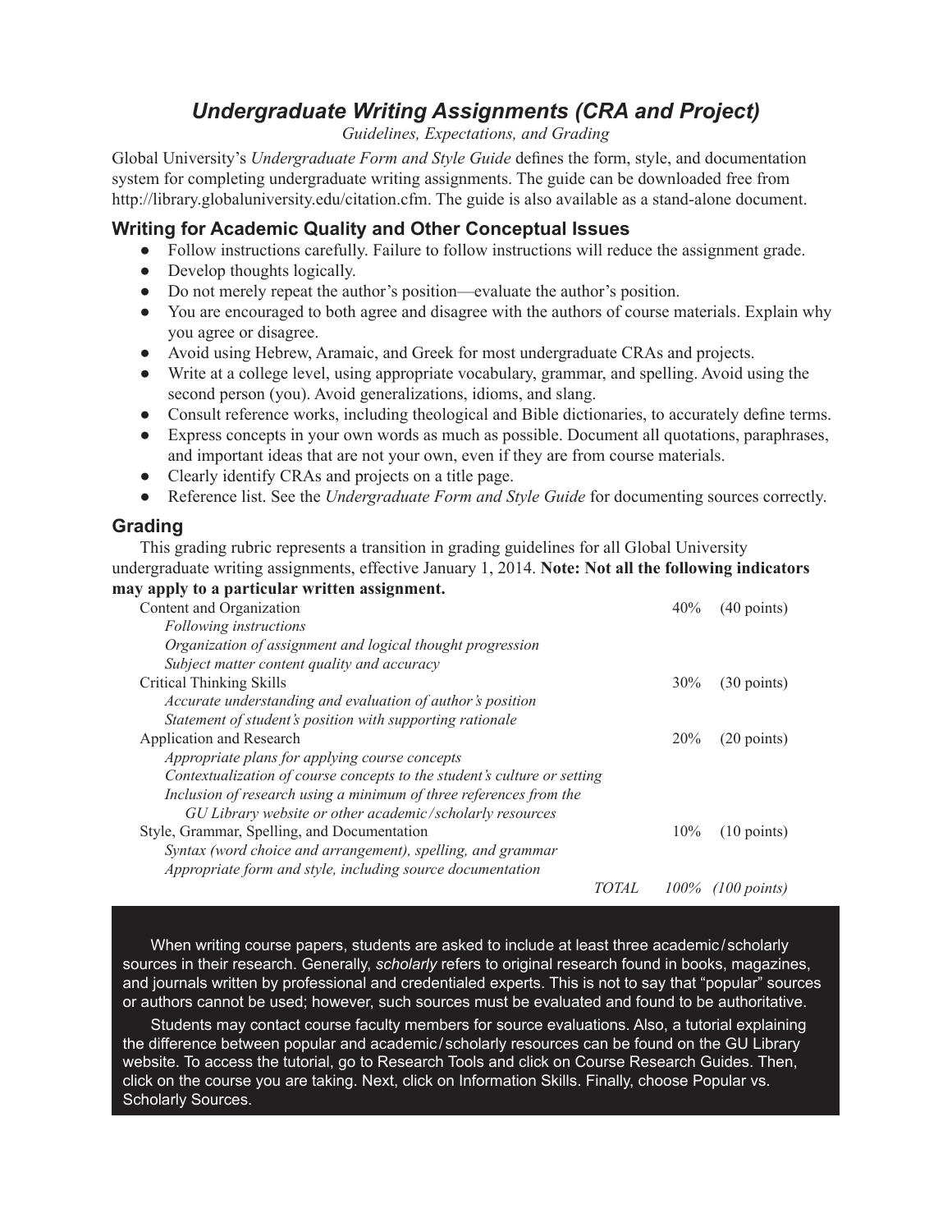# *Undergraduate Writing Assignments (CRA and Project)*

*Guidelines, Expectations, and Grading*

Global University's *Undergraduate Form and Style Guide* defines the form, style, and documentation system for completing undergraduate writing assignments. The guide can be downloaded free from http://library.globaluniversity.edu/citation.cfm. The guide is also available as a stand-alone document.

## Writing for Academic Quality and Other Conceptual Issues

- Follow instructions carefully. Failure to follow instructions will reduce the assignment grade.
- Develop thoughts logically.
- Do not merely repeat the author's position—evaluate the author's position.
- You are encouraged to both agree and disagree with the authors of course materials. Explain why you agree or disagree.
- Avoid using Hebrew, Aramaic, and Greek for most undergraduate CRAs and projects.
- Write at a college level, using appropriate vocabulary, grammar, and spelling. Avoid using the second person (you). Avoid generalizations, idioms, and slang.
- Consult reference works, including theological and Bible dictionaries, to accurately define terms.
- Express concepts in your own words as much as possible. Document all quotations, paraphrases, and important ideas that are not your own, even if they are from course materials.
- Clearly identify CRAs and projects on a title page.
- Reference list. See the *Undergraduate Form and Style Guide* for documenting sources correctly.

## Grading

This grading rubric represents a transition in grading guidelines for all Global University undergraduate writing assignments, effective January 1, 2014. **Note: Not all the following indicators may apply to a particular written assignment.**

| | | |
|---|---|---|
| Content and Organization | 40% | (40 points) |
| *Following instructions* | | |
| *Organization of assignment and logical thought progression* | | |
| *Subject matter content quality and accuracy* | | |
| Critical Thinking Skills | 30% | (30 points) |
| *Accurate understanding and evaluation of author's position* | | |
| *Statement of student's position with supporting rationale* | | |
| Application and Research | 20% | (20 points) |
| *Appropriate plans for applying course concepts* | | |
| *Contextualization of course concepts to the student's culture or setting* | | |
| *Inclusion of research using a minimum of three references from the GU Library website or other academic/scholarly resources* | | |
| Style, Grammar, Spelling, and Documentation | 10% | (10 points) |
| *Syntax (word choice and arrangement), spelling, and grammar* | | |
| *Appropriate form and style, including source documentation* | | |
| *TOTAL* | *100%* | *(100 points)* |

When writing course papers, students are asked to include at least three academic/scholarly sources in their research. Generally, *scholarly* refers to original research found in books, magazines, and journals written by professional and credentialed experts. This is not to say that "popular" sources or authors cannot be used; however, such sources must be evaluated and found to be authoritative.

Students may contact course faculty members for source evaluations. Also, a tutorial explaining the difference between popular and academic/scholarly resources can be found on the GU Library website. To access the tutorial, go to Research Tools and click on Course Research Guides. Then, click on the course you are taking. Next, click on Information Skills. Finally, choose Popular vs. Scholarly Sources.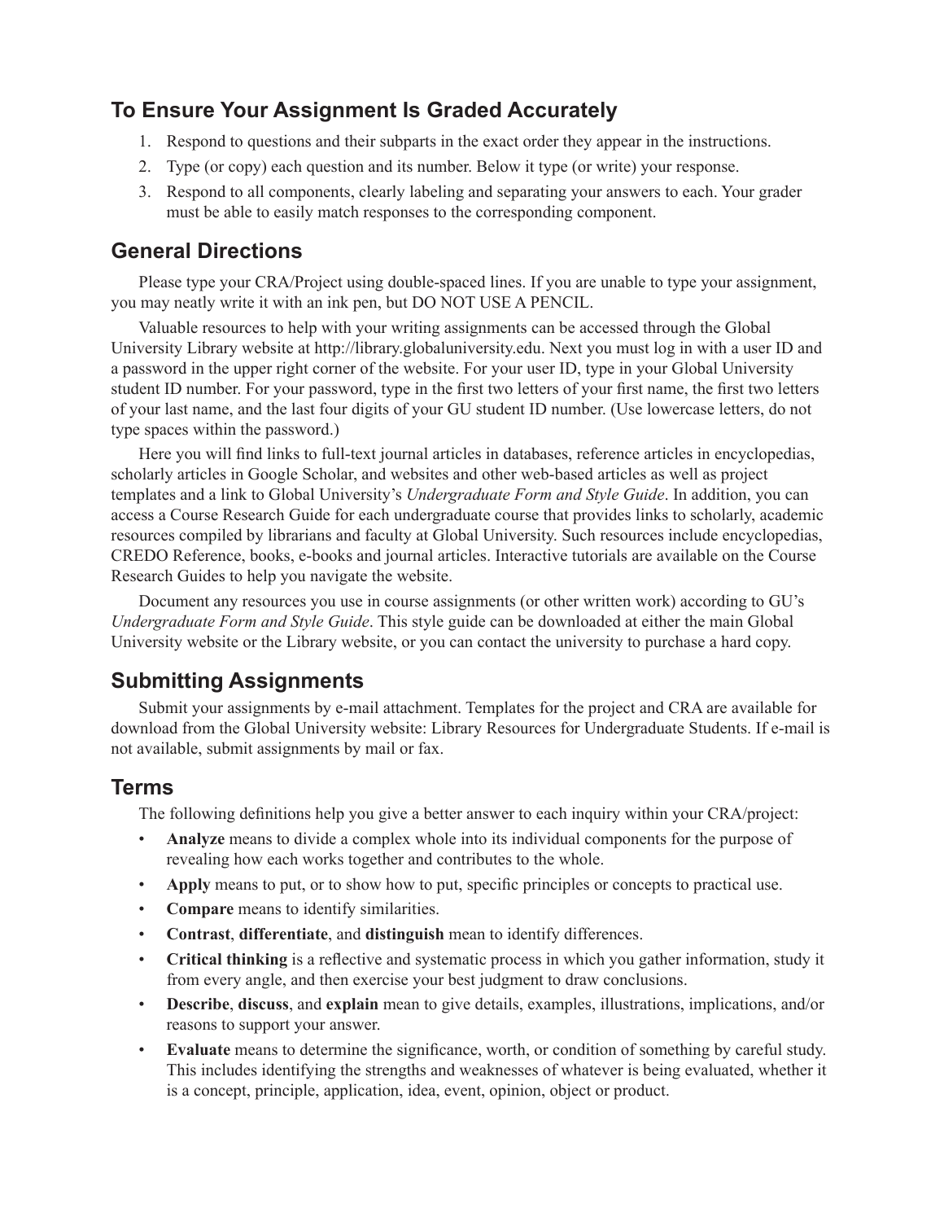## To Ensure Your Assignment Is Graded Accurately

1. Respond to questions and their subparts in the exact order they appear in the instructions.
2. Type (or copy) each question and its number. Below it type (or write) your response.
3. Respond to all components, clearly labeling and separating your answers to each. Your grader must be able to easily match responses to the corresponding component.

## General Directions

Please type your CRA/Project using double-spaced lines. If you are unable to type your assignment, you may neatly write it with an ink pen, but DO NOT USE A PENCIL.

Valuable resources to help with your writing assignments can be accessed through the Global University Library website at http://library.globaluniversity.edu. Next you must log in with a user ID and a password in the upper right corner of the website. For your user ID, type in your Global University student ID number. For your password, type in the first two letters of your first name, the first two letters of your last name, and the last four digits of your GU student ID number. (Use lowercase letters, do not type spaces within the password.)

Here you will find links to full-text journal articles in databases, reference articles in encyclopedias, scholarly articles in Google Scholar, and websites and other web-based articles as well as project templates and a link to Global University's *Undergraduate Form and Style Guide*. In addition, you can access a Course Research Guide for each undergraduate course that provides links to scholarly, academic resources compiled by librarians and faculty at Global University. Such resources include encyclopedias, CREDO Reference, books, e-books and journal articles. Interactive tutorials are available on the Course Research Guides to help you navigate the website.

Document any resources you use in course assignments (or other written work) according to GU's *Undergraduate Form and Style Guide*. This style guide can be downloaded at either the main Global University website or the Library website, or you can contact the university to purchase a hard copy.

## Submitting Assignments

Submit your assignments by e-mail attachment. Templates for the project and CRA are available for download from the Global University website: Library Resources for Undergraduate Students. If e-mail is not available, submit assignments by mail or fax.

## Terms

The following definitions help you give a better answer to each inquiry within your CRA/project:

- **Analyze** means to divide a complex whole into its individual components for the purpose of revealing how each works together and contributes to the whole.
- **Apply** means to put, or to show how to put, specific principles or concepts to practical use.
- **Compare** means to identify similarities.
- **Contrast**, **differentiate**, and **distinguish** mean to identify differences.
- **Critical thinking** is a reflective and systematic process in which you gather information, study it from every angle, and then exercise your best judgment to draw conclusions.
- **Describe**, **discuss**, and **explain** mean to give details, examples, illustrations, implications, and/or reasons to support your answer.
- **Evaluate** means to determine the significance, worth, or condition of something by careful study. This includes identifying the strengths and weaknesses of whatever is being evaluated, whether it is a concept, principle, application, idea, event, opinion, object or product.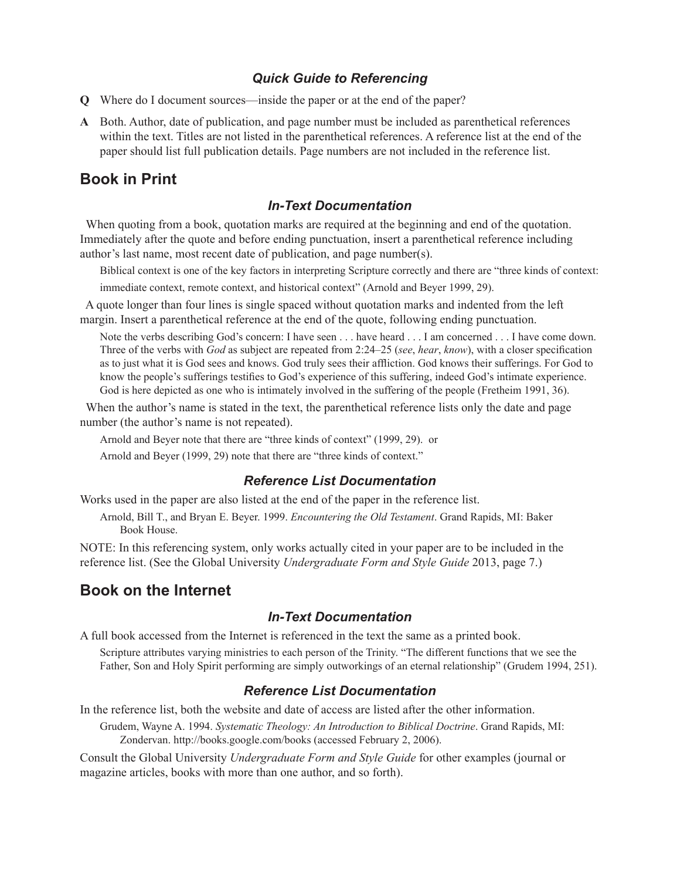### *Quick Guide to Referencing*

**Q** Where do I document sources—inside the paper or at the end of the paper?

**A** Both. Author, date of publication, and page number must be included as parenthetical references within the text. Titles are not listed in the parenthetical references. A reference list at the end of the paper should list full publication details. Page numbers are not included in the reference list.

## Book in Print

### *In-Text Documentation*

When quoting from a book, quotation marks are required at the beginning and end of the quotation. Immediately after the quote and before ending punctuation, insert a parenthetical reference including author's last name, most recent date of publication, and page number(s).

> Biblical context is one of the key factors in interpreting Scripture correctly and there are "three kinds of context: immediate context, remote context, and historical context" (Arnold and Beyer 1999, 29).

A quote longer than four lines is single spaced without quotation marks and indented from the left margin. Insert a parenthetical reference at the end of the quote, following ending punctuation.

> Note the verbs describing God's concern: I have seen . . . have heard . . . I am concerned . . . I have come down. Three of the verbs with *God* as subject are repeated from 2:24–25 (*see*, *hear*, *know*), with a closer specification as to just what it is God sees and knows. God truly sees their affliction. God knows their sufferings. For God to know the people's sufferings testifies to God's experience of this suffering, indeed God's intimate experience. God is here depicted as one who is intimately involved in the suffering of the people (Fretheim 1991, 36).

When the author's name is stated in the text, the parenthetical reference lists only the date and page number (the author's name is not repeated).

> Arnold and Beyer note that there are "three kinds of context" (1999, 29). or
>
> Arnold and Beyer (1999, 29) note that there are "three kinds of context."

### *Reference List Documentation*

Works used in the paper are also listed at the end of the paper in the reference list.

> Arnold, Bill T., and Bryan E. Beyer. 1999. *Encountering the Old Testament*. Grand Rapids, MI: Baker Book House.

NOTE: In this referencing system, only works actually cited in your paper are to be included in the reference list. (See the Global University *Undergraduate Form and Style Guide* 2013, page 7.)

## Book on the Internet

### *In-Text Documentation*

A full book accessed from the Internet is referenced in the text the same as a printed book.

> Scripture attributes varying ministries to each person of the Trinity. "The different functions that we see the Father, Son and Holy Spirit performing are simply outworkings of an eternal relationship" (Grudem 1994, 251).

### *Reference List Documentation*

In the reference list, both the website and date of access are listed after the other information.

> Grudem, Wayne A. 1994. *Systematic Theology: An Introduction to Biblical Doctrine*. Grand Rapids, MI: Zondervan. http://books.google.com/books (accessed February 2, 2006).

Consult the Global University *Undergraduate Form and Style Guide* for other examples (journal or magazine articles, books with more than one author, and so forth).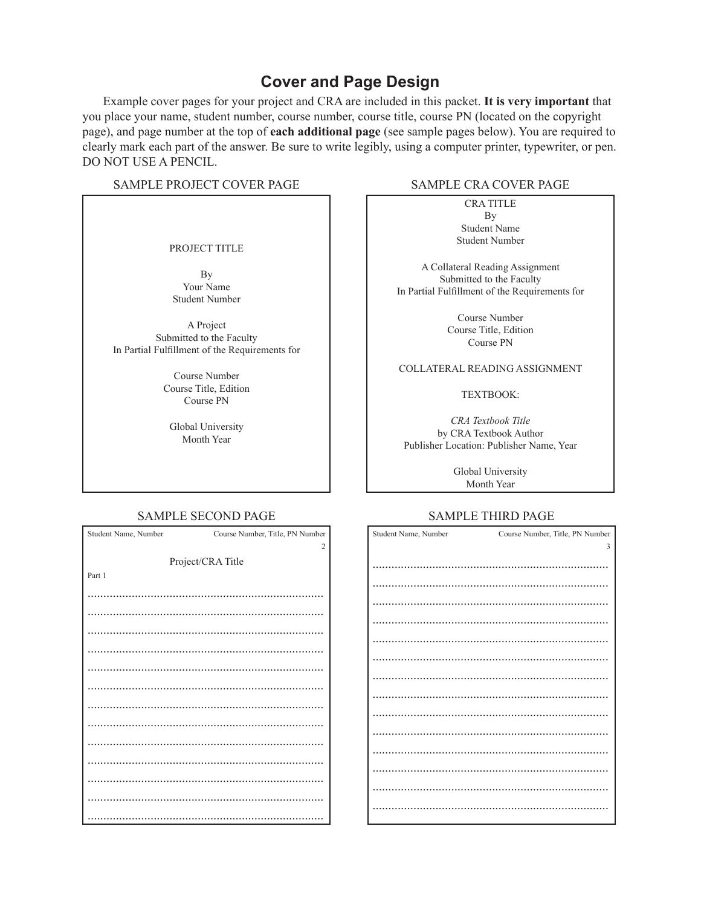## Cover and Page Design

Example cover pages for your project and CRA are included in this packet. **It is very important** that you place your name, student number, course number, course title, course PN (located on the copyright page), and page number at the top of **each additional page** (see sample pages below). You are required to clearly mark each part of the answer. Be sure to write legibly, using a computer printer, typewriter, or pen. DO NOT USE A PENCIL.

SAMPLE PROJECT COVER PAGE

PROJECT TITLE

By
Your Name
Student Number

A Project
Submitted to the Faculty
In Partial Fulfillment of the Requirements for

Course Number
Course Title, Edition
Course PN

Global University
Month Year

SAMPLE CRA COVER PAGE

CRA TITLE
By
Student Name
Student Number

A Collateral Reading Assignment
Submitted to the Faculty
In Partial Fulfillment of the Requirements for

Course Number
Course Title, Edition
Course PN

COLLATERAL READING ASSIGNMENT

TEXTBOOK:

*CRA Textbook Title*
by CRA Textbook Author
Publisher Location: Publisher Name, Year

Global University
Month Year

SAMPLE SECOND PAGE

Student Name, Number — Course Number, Title, PN Number

2

Project/CRA Title

Part 1

..........................................................................
..........................................................................
..........................................................................
..........................................................................
..........................................................................
..........................................................................
..........................................................................
..........................................................................
..........................................................................
..........................................................................
..........................................................................
..........................................................................
..........................................................................

SAMPLE THIRD PAGE

Student Name, Number — Course Number, Title, PN Number

3

..........................................................................
..........................................................................
..........................................................................
..........................................................................
..........................................................................
..........................................................................
..........................................................................
..........................................................................
..........................................................................
..........................................................................
..........................................................................
..........................................................................
..........................................................................
..........................................................................